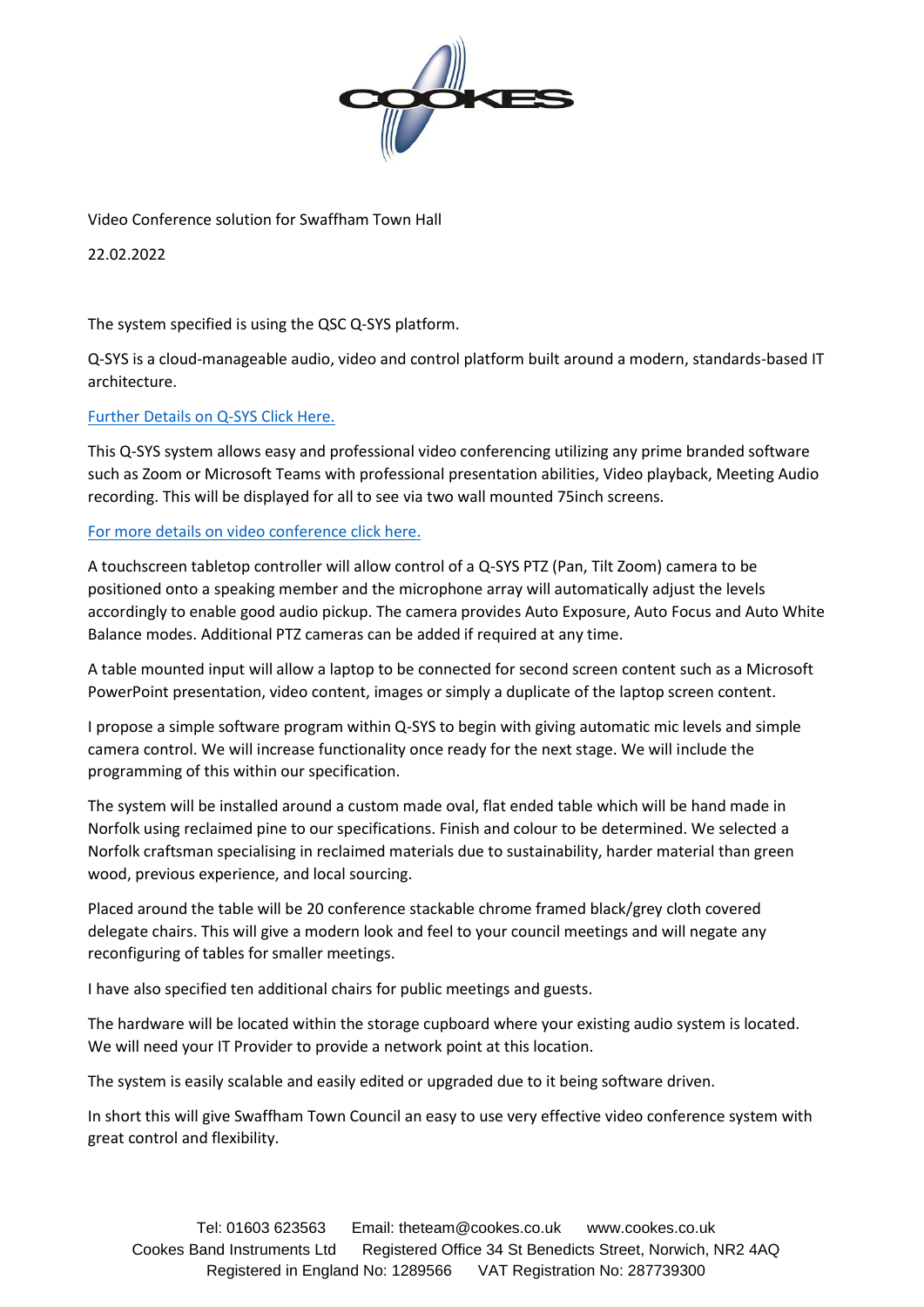Video Conference solution for Swaffham Town Hall

22.02.2022

The system specified is using the QSC Q-SYS platform.

Q-SYS is a cloud-manageable audio, video and control platform built around a modern, standards-based IT architecture.

Further Details on Q-SYS Click Here.

This Q-SYS system allows easy and professional video conferencing utilizing any prime branded software such as Zoom or Microsoft Teams with professional presentation abilities, Video playback, Meeting Audio recording. This will be displayed for all to see via two wall mounted 75inch screens.

For more details on video conference click here.

A touchscreen tabletop controller will allow control of a Q-SYS PTZ (Pan, Tilt Zoom) camera to be positioned onto a speaking member and the microphone array will automatically adjust the levels accordingly to enable good audio pickup. The camera provides Auto Exposure, Auto Focus and Auto White Balance modes. Additional PTZ cameras can be added if required at any time.

A table mounted input will allow a laptop to be connected for second screen content such as a Microsoft PowerPoint presentation, video content, images or simply a duplicate of the laptop screen content.

I propose a simple software program within Q-SYS to begin with giving automatic mic levels and simple camera control. We will increase functionality once ready for the next stage. We will include the programming of this within our specification.

The system will be installed around a custom made oval, flat ended table which will be hand made in Norfolk using reclaimed pine to our specifications. Finish and colour to be determined. We selected a Norfolk craftsman specialising in reclaimed materials due to sustainability, harder material than green wood, previous experience, and local sourcing.

Placed around the table will be 20 conference stackable chrome framed black/grey cloth covered delegate chairs. This will give a modern look and feel to your council meetings and will negate any reconfiguring of tables for smaller meetings.

I have also specified ten additional chairs for public meetings and guests.

The hardware will be located within the storage cupboard where your existing audio system is located. We will need your IT Provider to provide a network point at this location.

The system is easily scalable and easily edited or upgraded due to it being software driven.

In short this will give Swaffham Town Council an easy to use very effective video conference system with great control and flexibility.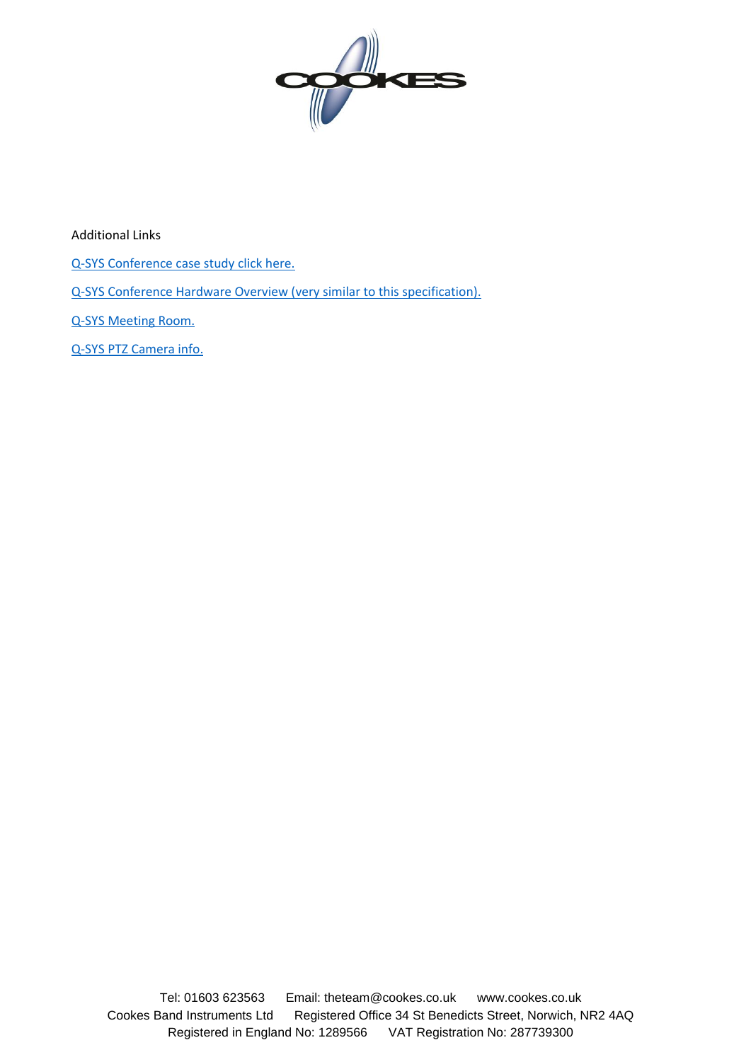Additional Links

[Q-SYS Conference case study click here.]

[Q-SYS Conference Hardware Overview (very similar to this specification).]

[Q-SYS Meeting Room.]

[Q-SYS PTZ Camera info.]

Tel: 01603 623563  Email: theteam@cookes.co.uk  www.cookes.co.uk
Cookes Band Instruments Ltd  Registered Office 34 St Benedicts Street, Norwich, NR2 4AQ
Registered in England No: 1289566  VAT Registration No: 287739300